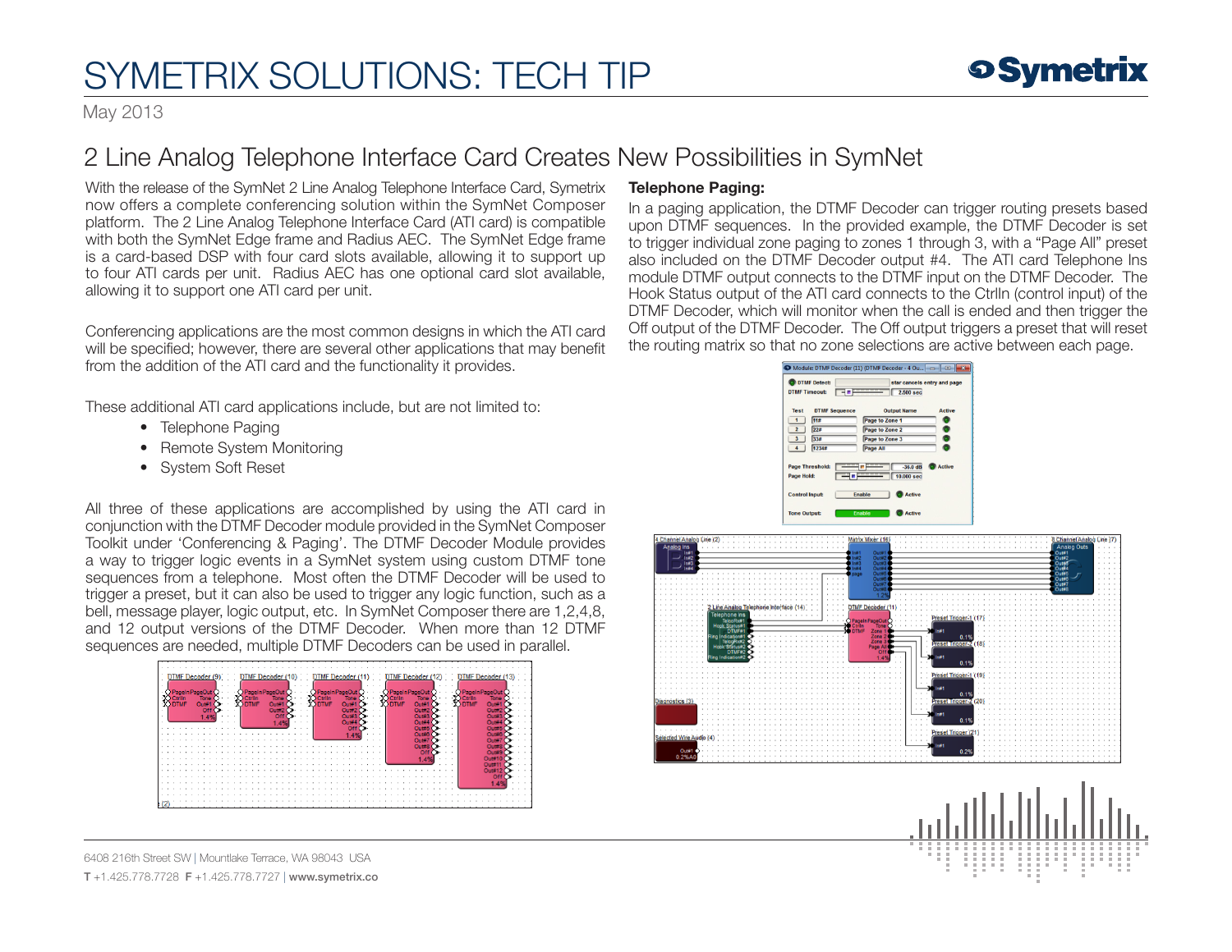# SYMETRIX SOLUTIONS: TECH TIP

May 2013

## 2 Line Analog Telephone Interface Card Creates New Possibilities in SymNet

With the release of the SymNet 2 Line Analog Telephone Interface Card, Symetrix now offers a complete conferencing solution within the SymNet Composer platform. The 2 Line Analog Telephone Interface Card (ATI card) is compatible with both the SymNet Edge frame and Radius AEC. The SymNet Edge frame is a card-based DSP with four card slots available, allowing it to support up to four ATI cards per unit. Radius AEC has one optional card slot available, allowing it to support one ATI card per unit.

Conferencing applications are the most common designs in which the ATI card will be specified; however, there are several other applications that may benefit from the addition of the ATI card and the functionality it provides.

These additional ATI card applications include, but are not limited to:

- Telephone Paging
- Remote System Monitoring
- System Soft Reset

All three of these applications are accomplished by using the ATI card in conjunction with the DTMF Decoder module provided in the SymNet Composer Toolkit under 'Conferencing & Paging'. The DTMF Decoder Module provides a way to trigger logic events in a SymNet system using custom DTMF tone sequences from a telephone. Most often the DTMF Decoder will be used to trigger a preset, but it can also be used to trigger any logic function, such as a bell, message player, logic output, etc. In SymNet Composer there are 1,2,4,8, and 12 output versions of the DTMF Decoder. When more than 12 DTMF sequences are needed, multiple DTMF Decoders can be used in parallel.

### Telephone Paging:

In a paging application, the DTMF Decoder can trigger routing presets based upon DTMF sequences. In the provided example, the DTMF Decoder is set to trigger individual zone paging to zones 1 through 3, with a "Page All" preset also included on the DTMF Decoder output #4. The ATI card Telephone Ins module DTMF output connects to the DTMF input on the DTMF Decoder. The Hook Status output of the ATI card connects to the CtrlIn (control input) of the DTMF Decoder, which will monitor when the call is ended and then trigger the Off output of the DTMF Decoder. The Off output triggers a preset that will reset the routing matrix so that no zone selections are active between each page.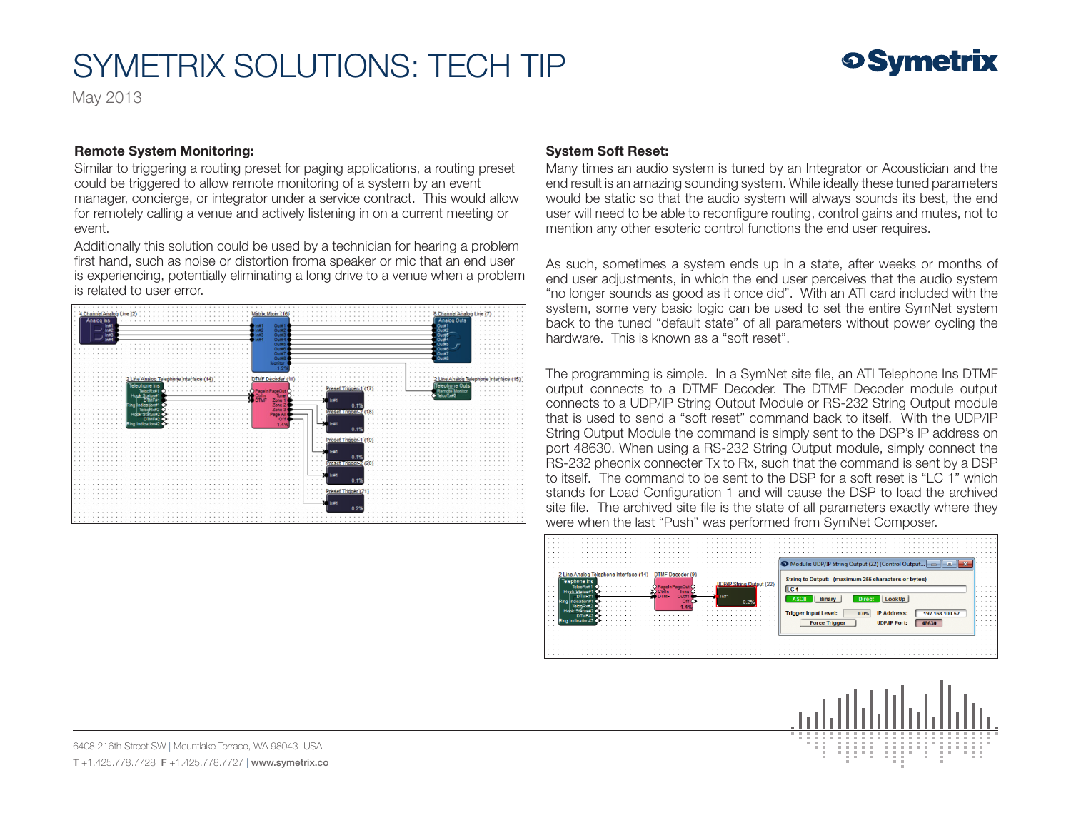# SYMETRIX SOLUTIONS: TECH TIP

May 2013

### Remote System Monitoring:

Similar to triggering a routing preset for paging applications, a routing preset could be triggered to allow remote monitoring of a system by an event manager, concierge, or integrator under a service contract. This would allow for remotely calling a venue and actively listening in on a current meeting or event.

Additionally this solution could be used by a technician for hearing a problem first hand, such as noise or distortion froma speaker or mic that an end user is experiencing, potentially eliminating a long drive to a venue when a problem is related to user error.

### System Soft Reset:

Many times an audio system is tuned by an Integrator or Acoustician and the end result is an amazing sounding system. While ideally these tuned parameters would be static so that the audio system will always sounds its best, the end user will need to be able to reconfigure routing, control gains and mutes, not to mention any other esoteric control functions the end user requires.

As such, sometimes a system ends up in a state, after weeks or months of end user adjustments, in which the end user perceives that the audio system "no longer sounds as good as it once did". With an ATI card included with the system, some very basic logic can be used to set the entire SymNet system back to the tuned "default state" of all parameters without power cycling the hardware. This is known as a "soft reset".

The programming is simple. In a SymNet site file, an ATI Telephone Ins DTMF output connects to a DTMF Decoder. The DTMF Decoder module output connects to a UDP/IP String Output Module or RS-232 String Output module that is used to send a "soft reset" command back to itself. With the UDP/IP String Output Module the command is simply sent to the DSP's IP address on port 48630. When using a RS-232 String Output module, simply connect the RS-232 pheonix connecter Tx to Rx, such that the command is sent by a DSP to itself. The command to be sent to the DSP for a soft reset is "LC 1" which stands for Load Configuration 1 and will cause the DSP to load the archived site file. The archived site file is the state of all parameters exactly where they were when the last "Push" was performed from SymNet Composer.

6408 216th Street SW | Mountlake Terrace, WA 98043 USA

**T** +1.425.778.7728 **F** +1.425.778.7727 | **www.symetrix.co**